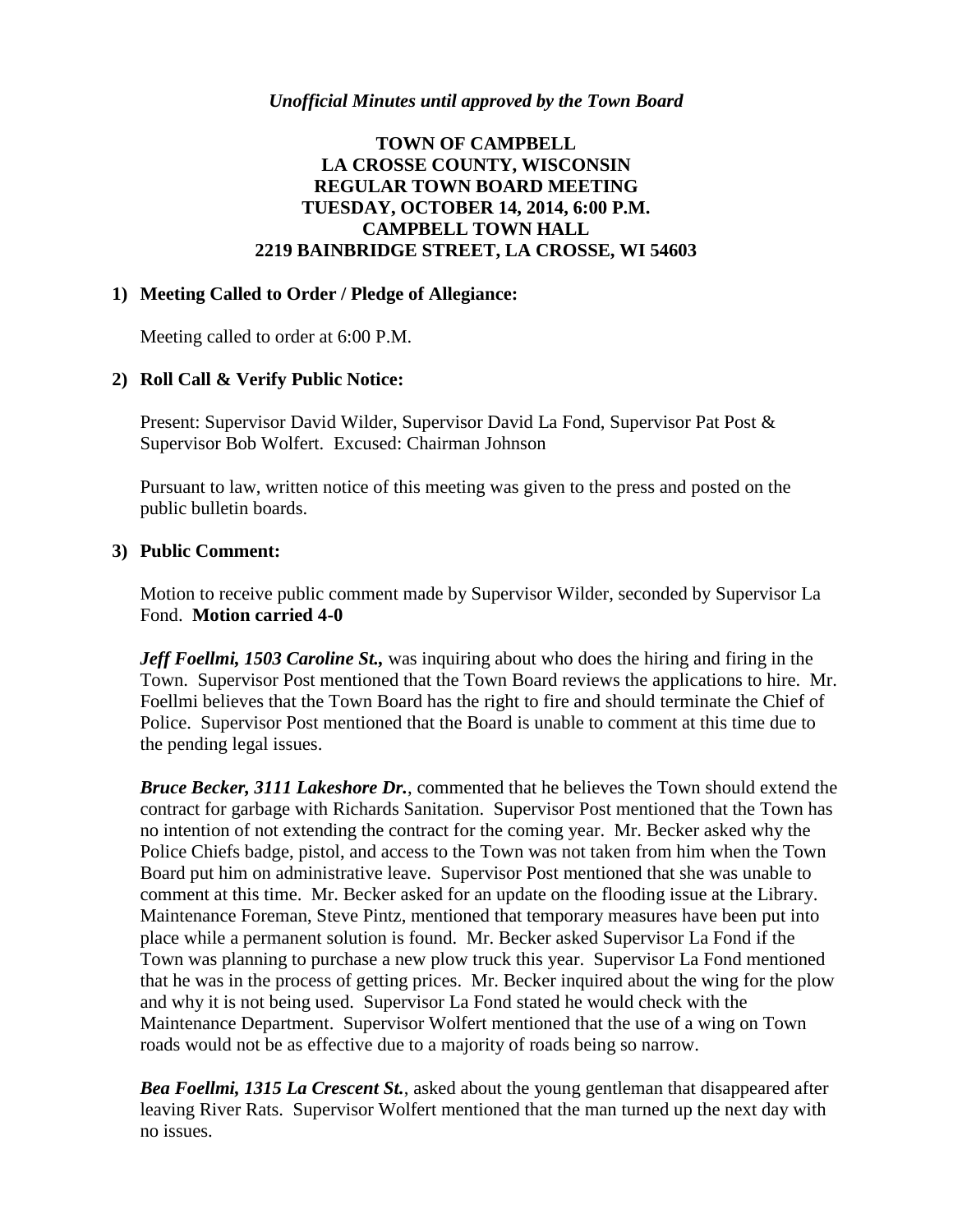*Unofficial Minutes until approved by the Town Board*

# TOWN OF CAMPBELL
# LA CROSSE COUNTY, WISCONSIN
# REGULAR TOWN BOARD MEETING
# TUESDAY, OCTOBER 14, 2014, 6:00 P.M.
# CAMPBELL TOWN HALL
# 2219 BAINBRIDGE STREET, LA CROSSE, WI 54603

## 1) Meeting Called to Order / Pledge of Allegiance:

Meeting called to order at 6:00 P.M.

## 2) Roll Call & Verify Public Notice:

Present: Supervisor David Wilder, Supervisor David La Fond, Supervisor Pat Post & Supervisor Bob Wolfert. Excused: Chairman Johnson

Pursuant to law, written notice of this meeting was given to the press and posted on the public bulletin boards.

## 3) Public Comment:

Motion to receive public comment made by Supervisor Wilder, seconded by Supervisor La Fond. **Motion carried 4-0**

***Jeff Foellmi, 1503 Caroline St.,*** was inquiring about who does the hiring and firing in the Town. Supervisor Post mentioned that the Town Board reviews the applications to hire. Mr. Foellmi believes that the Town Board has the right to fire and should terminate the Chief of Police. Supervisor Post mentioned that the Board is unable to comment at this time due to the pending legal issues.

***Bruce Becker, 3111 Lakeshore Dr.***, commented that he believes the Town should extend the contract for garbage with Richards Sanitation. Supervisor Post mentioned that the Town has no intention of not extending the contract for the coming year. Mr. Becker asked why the Police Chiefs badge, pistol, and access to the Town was not taken from him when the Town Board put him on administrative leave. Supervisor Post mentioned that she was unable to comment at this time. Mr. Becker asked for an update on the flooding issue at the Library. Maintenance Foreman, Steve Pintz, mentioned that temporary measures have been put into place while a permanent solution is found. Mr. Becker asked Supervisor La Fond if the Town was planning to purchase a new plow truck this year. Supervisor La Fond mentioned that he was in the process of getting prices. Mr. Becker inquired about the wing for the plow and why it is not being used. Supervisor La Fond stated he would check with the Maintenance Department. Supervisor Wolfert mentioned that the use of a wing on Town roads would not be as effective due to a majority of roads being so narrow.

***Bea Foellmi, 1315 La Crescent St.***, asked about the young gentleman that disappeared after leaving River Rats. Supervisor Wolfert mentioned that the man turned up the next day with no issues.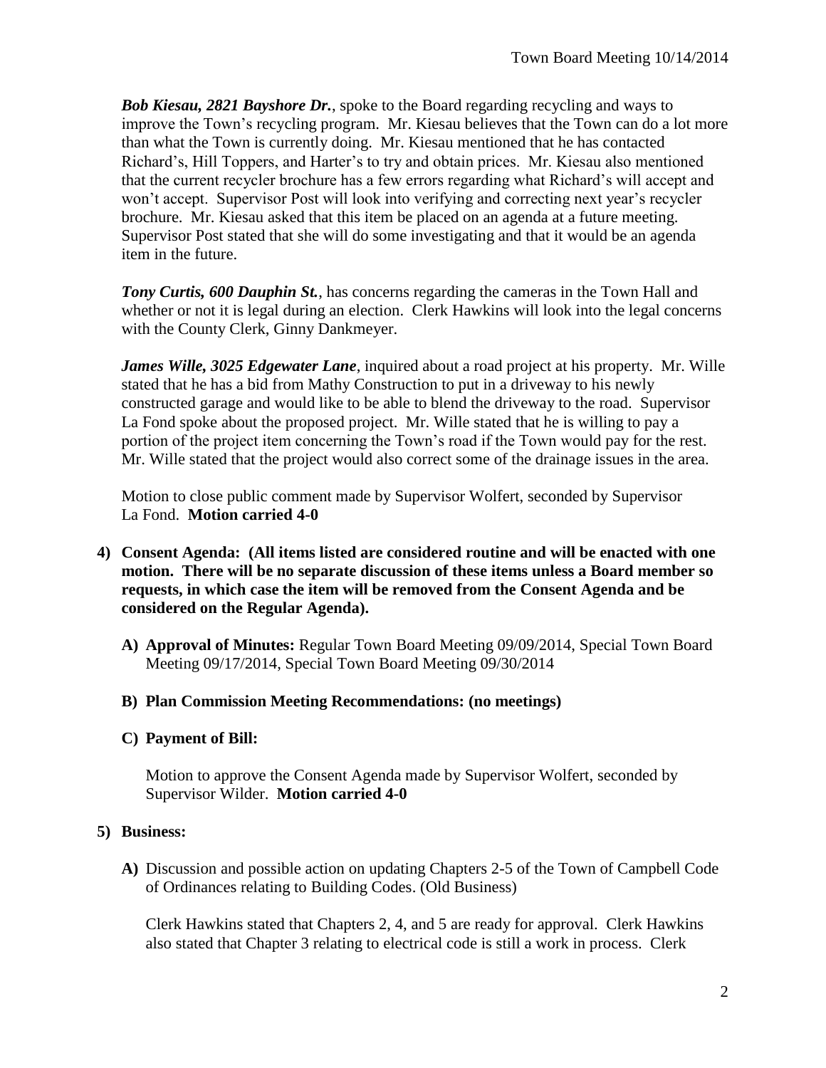***Bob Kiesau, 2821 Bayshore Dr.***, spoke to the Board regarding recycling and ways to improve the Town's recycling program. Mr. Kiesau believes that the Town can do a lot more than what the Town is currently doing. Mr. Kiesau mentioned that he has contacted Richard's, Hill Toppers, and Harter's to try and obtain prices. Mr. Kiesau also mentioned that the current recycler brochure has a few errors regarding what Richard's will accept and won't accept. Supervisor Post will look into verifying and correcting next year's recycler brochure. Mr. Kiesau asked that this item be placed on an agenda at a future meeting. Supervisor Post stated that she will do some investigating and that it would be an agenda item in the future.

***Tony Curtis, 600 Dauphin St.***, has concerns regarding the cameras in the Town Hall and whether or not it is legal during an election. Clerk Hawkins will look into the legal concerns with the County Clerk, Ginny Dankmeyer.

***James Wille, 3025 Edgewater Lane***, inquired about a road project at his property. Mr. Wille stated that he has a bid from Mathy Construction to put in a driveway to his newly constructed garage and would like to be able to blend the driveway to the road. Supervisor La Fond spoke about the proposed project. Mr. Wille stated that he is willing to pay a portion of the project item concerning the Town's road if the Town would pay for the rest. Mr. Wille stated that the project would also correct some of the drainage issues in the area.

Motion to close public comment made by Supervisor Wolfert, seconded by Supervisor La Fond. **Motion carried 4-0**

4) **Consent Agenda: (All items listed are considered routine and will be enacted with one motion. There will be no separate discussion of these items unless a Board member so requests, in which case the item will be removed from the Consent Agenda and be considered on the Regular Agenda).**

   A) **Approval of Minutes:** Regular Town Board Meeting 09/09/2014, Special Town Board Meeting 09/17/2014, Special Town Board Meeting 09/30/2014

   B) **Plan Commission Meeting Recommendations: (no meetings)**

   C) **Payment of Bill:**

   Motion to approve the Consent Agenda made by Supervisor Wolfert, seconded by Supervisor Wilder. **Motion carried 4-0**

5) **Business:**

   A) Discussion and possible action on updating Chapters 2-5 of the Town of Campbell Code of Ordinances relating to Building Codes. (Old Business)

   Clerk Hawkins stated that Chapters 2, 4, and 5 are ready for approval. Clerk Hawkins also stated that Chapter 3 relating to electrical code is still a work in process. Clerk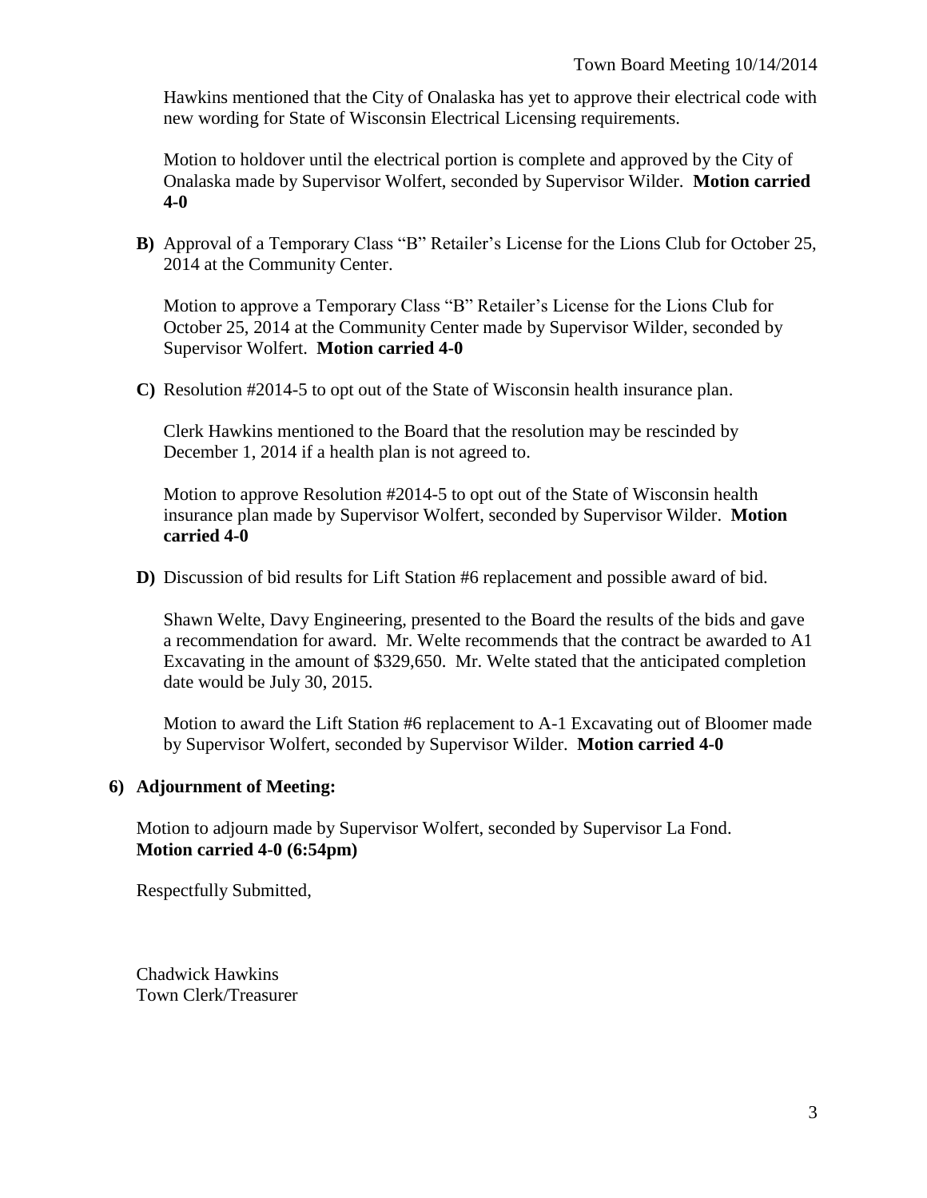Hawkins mentioned that the City of Onalaska has yet to approve their electrical code with new wording for State of Wisconsin Electrical Licensing requirements.

Motion to holdover until the electrical portion is complete and approved by the City of Onalaska made by Supervisor Wolfert, seconded by Supervisor Wilder. **Motion carried 4-0**

**B)** Approval of a Temporary Class "B" Retailer's License for the Lions Club for October 25, 2014 at the Community Center.

Motion to approve a Temporary Class "B" Retailer's License for the Lions Club for October 25, 2014 at the Community Center made by Supervisor Wilder, seconded by Supervisor Wolfert. **Motion carried 4-0**

**C)** Resolution #2014-5 to opt out of the State of Wisconsin health insurance plan.

Clerk Hawkins mentioned to the Board that the resolution may be rescinded by December 1, 2014 if a health plan is not agreed to.

Motion to approve Resolution #2014-5 to opt out of the State of Wisconsin health insurance plan made by Supervisor Wolfert, seconded by Supervisor Wilder. **Motion carried 4-0**

**D)** Discussion of bid results for Lift Station #6 replacement and possible award of bid.

Shawn Welte, Davy Engineering, presented to the Board the results of the bids and gave a recommendation for award. Mr. Welte recommends that the contract be awarded to A1 Excavating in the amount of $329,650. Mr. Welte stated that the anticipated completion date would be July 30, 2015.

Motion to award the Lift Station #6 replacement to A-1 Excavating out of Bloomer made by Supervisor Wolfert, seconded by Supervisor Wilder. **Motion carried 4-0**

**6) Adjournment of Meeting:**

Motion to adjourn made by Supervisor Wolfert, seconded by Supervisor La Fond. **Motion carried 4-0 (6:54pm)**

Respectfully Submitted,

Chadwick Hawkins
Town Clerk/Treasurer